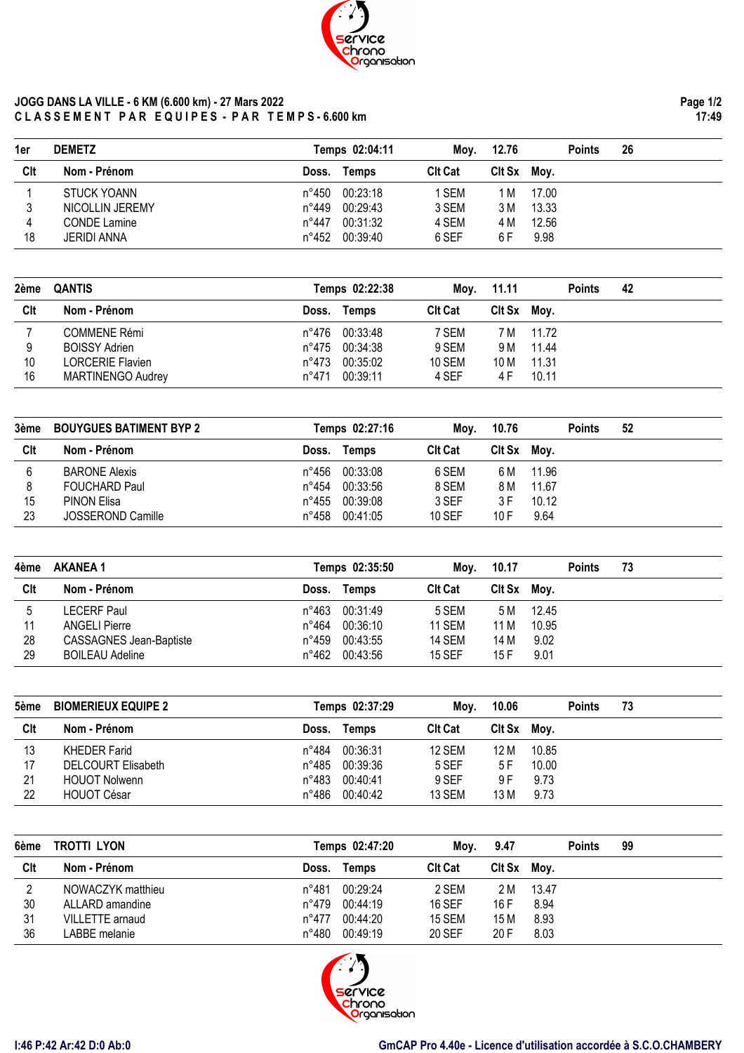# JOGG DANS LA VILLE - 6 KM (6.600 km) - 27 Mars 2022

## C L A S S E M E N T  P A R  E Q U I P E S - P A R  T E M P S - 6.600 km

### 1er DEMETZ — Temps 02:04:11 — Moy. 12.76 — Points 26

| Clt | Nom - Prénom | Doss. | Temps | Clt Cat | Clt Sx | Moy. |
|---|---|---|---|---|---|---|
| 1 | STUCK YOANN | n°450 | 00:23:18 | 1 SEM | 1 M | 17.00 |
| 3 | NICOLLIN JEREMY | n°449 | 00:29:43 | 3 SEM | 3 M | 13.33 |
| 4 | CONDE Lamine | n°447 | 00:31:32 | 4 SEM | 4 M | 12.56 |
| 18 | JERIDI ANNA | n°452 | 00:39:40 | 6 SEF | 6 F | 9.98 |

### 2ème QANTIS — Temps 02:22:38 — Moy. 11.11 — Points 42

| Clt | Nom - Prénom | Doss. | Temps | Clt Cat | Clt Sx | Moy. |
|---|---|---|---|---|---|---|
| 7 | COMMENE Rémi | n°476 | 00:33:48 | 7 SEM | 7 M | 11.72 |
| 9 | BOISSY Adrien | n°475 | 00:34:38 | 9 SEM | 9 M | 11.44 |
| 10 | LORCERIE Flavien | n°473 | 00:35:02 | 10 SEM | 10 M | 11.31 |
| 16 | MARTINENGO Audrey | n°471 | 00:39:11 | 4 SEF | 4 F | 10.11 |

### 3ème BOUYGUES BATIMENT BYP 2 — Temps 02:27:16 — Moy. 10.76 — Points 52

| Clt | Nom - Prénom | Doss. | Temps | Clt Cat | Clt Sx | Moy. |
|---|---|---|---|---|---|---|
| 6 | BARONE Alexis | n°456 | 00:33:08 | 6 SEM | 6 M | 11.96 |
| 8 | FOUCHARD Paul | n°454 | 00:33:56 | 8 SEM | 8 M | 11.67 |
| 15 | PINON Elisa | n°455 | 00:39:08 | 3 SEF | 3 F | 10.12 |
| 23 | JOSSEROND Camille | n°458 | 00:41:05 | 10 SEF | 10 F | 9.64 |

### 4ème AKANEA 1 — Temps 02:35:50 — Moy. 10.17 — Points 73

| Clt | Nom - Prénom | Doss. | Temps | Clt Cat | Clt Sx | Moy. |
|---|---|---|---|---|---|---|
| 5 | LECERF Paul | n°463 | 00:31:49 | 5 SEM | 5 M | 12.45 |
| 11 | ANGELI Pierre | n°464 | 00:36:10 | 11 SEM | 11 M | 10.95 |
| 28 | CASSAGNES Jean-Baptiste | n°459 | 00:43:55 | 14 SEM | 14 M | 9.02 |
| 29 | BOILEAU Adeline | n°462 | 00:43:56 | 15 SEF | 15 F | 9.01 |

### 5ème BIOMERIEUX EQUIPE 2 — Temps 02:37:29 — Moy. 10.06 — Points 73

| Clt | Nom - Prénom | Doss. | Temps | Clt Cat | Clt Sx | Moy. |
|---|---|---|---|---|---|---|
| 13 | KHEDER Farid | n°484 | 00:36:31 | 12 SEM | 12 M | 10.85 |
| 17 | DELCOURT Elisabeth | n°485 | 00:39:36 | 5 SEF | 5 F | 10.00 |
| 21 | HOUOT Nolwenn | n°483 | 00:40:41 | 9 SEF | 9 F | 9.73 |
| 22 | HOUOT César | n°486 | 00:40:42 | 13 SEM | 13 M | 9.73 |

### 6ème TROTTI LYON — Temps 02:47:20 — Moy. 9.47 — Points 99

| Clt | Nom - Prénom | Doss. | Temps | Clt Cat | Clt Sx | Moy. |
|---|---|---|---|---|---|---|
| 2 | NOWACZYK matthieu | n°481 | 00:29:24 | 2 SEM | 2 M | 13.47 |
| 30 | ALLARD amandine | n°479 | 00:44:19 | 16 SEF | 16 F | 8.94 |
| 31 | VILLETTE arnaud | n°477 | 00:44:20 | 15 SEM | 15 M | 8.93 |
| 36 | LABBE melanie | n°480 | 00:49:19 | 20 SEF | 20 F | 8.03 |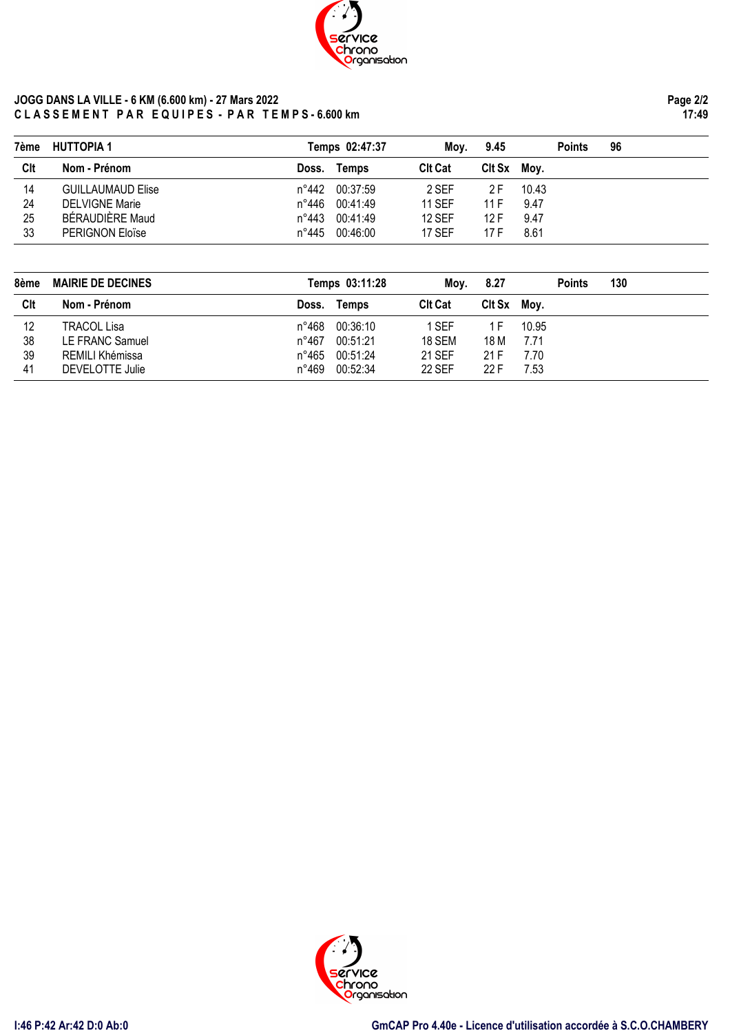**JOGG DANS LA VILLE - 6 KM (6.600 km) - 27 Mars 2022**
**C L A S S E M E N T  P A R  E Q U I P E S - P A R  T E M P S - 6.600 km**

**7ème HUTTOPIA 1** — Temps 02:47:37 — Moy. 9.45 — Points 96

| Clt | Nom - Prénom | Doss. | Temps | Clt Cat | Clt Sx | Moy. |
|---|---|---|---|---|---|---|
| 14 | GUILLAUMAUD Elise | n°442 | 00:37:59 | 2 SEF | 2 F | 10.43 |
| 24 | DELVIGNE Marie | n°446 | 00:41:49 | 11 SEF | 11 F | 9.47 |
| 25 | BÉRAUDIÈRE Maud | n°443 | 00:41:49 | 12 SEF | 12 F | 9.47 |
| 33 | PERIGNON Eloïse | n°445 | 00:46:00 | 17 SEF | 17 F | 8.61 |

**8ème MAIRIE DE DECINES** — Temps 03:11:28 — Moy. 8.27 — Points 130

| Clt | Nom - Prénom | Doss. | Temps | Clt Cat | Clt Sx | Moy. |
|---|---|---|---|---|---|---|
| 12 | TRACOL Lisa | n°468 | 00:36:10 | 1 SEF | 1 F | 10.95 |
| 38 | LE FRANC Samuel | n°467 | 00:51:21 | 18 SEM | 18 M | 7.71 |
| 39 | REMILI Khémissa | n°465 | 00:51:24 | 21 SEF | 21 F | 7.70 |
| 41 | DEVELOTTE Julie | n°469 | 00:52:34 | 22 SEF | 22 F | 7.53 |

I:46 P:42 Ar:42 D:0 Ab:0

GmCAP Pro 4.40e - Licence d'utilisation accordée à S.C.O.CHAMBERY